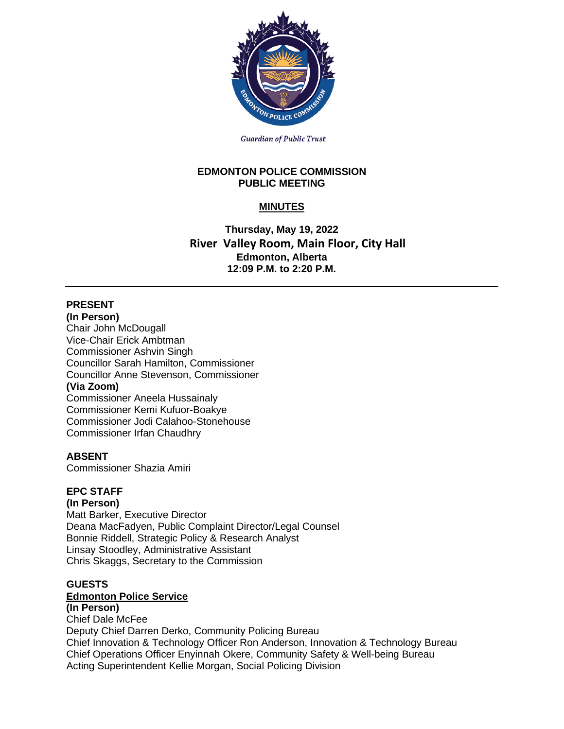*Guardian of Public Trust*

# EDMONTON POLICE COMMISSION
## PUBLIC MEETING

### MINUTES

**Thursday, May 19, 2022**
**River Valley Room, Main Floor, City Hall**
**Edmonton, Alberta**
**12:09 P.M. to 2:20 P.M.**

---

**PRESENT**

**(In Person)**
Chair John McDougall
Vice-Chair Erick Ambtman
Commissioner Ashvin Singh
Councillor Sarah Hamilton, Commissioner
Councillor Anne Stevenson, Commissioner

**(Via Zoom)**
Commissioner Aneela Hussainaly
Commissioner Kemi Kufuor-Boakye
Commissioner Jodi Calahoo-Stonehouse
Commissioner Irfan Chaudhry

**ABSENT**
Commissioner Shazia Amiri

**EPC STAFF**

**(In Person)**
Matt Barker, Executive Director
Deana MacFadyen, Public Complaint Director/Legal Counsel
Bonnie Riddell, Strategic Policy & Research Analyst
Linsay Stoodley, Administrative Assistant
Chris Skaggs, Secretary to the Commission

**GUESTS**

**Edmonton Police Service**

**(In Person)**
Chief Dale McFee
Deputy Chief Darren Derko, Community Policing Bureau
Chief Innovation & Technology Officer Ron Anderson, Innovation & Technology Bureau
Chief Operations Officer Enyinnah Okere, Community Safety & Well-being Bureau
Acting Superintendent Kellie Morgan, Social Policing Division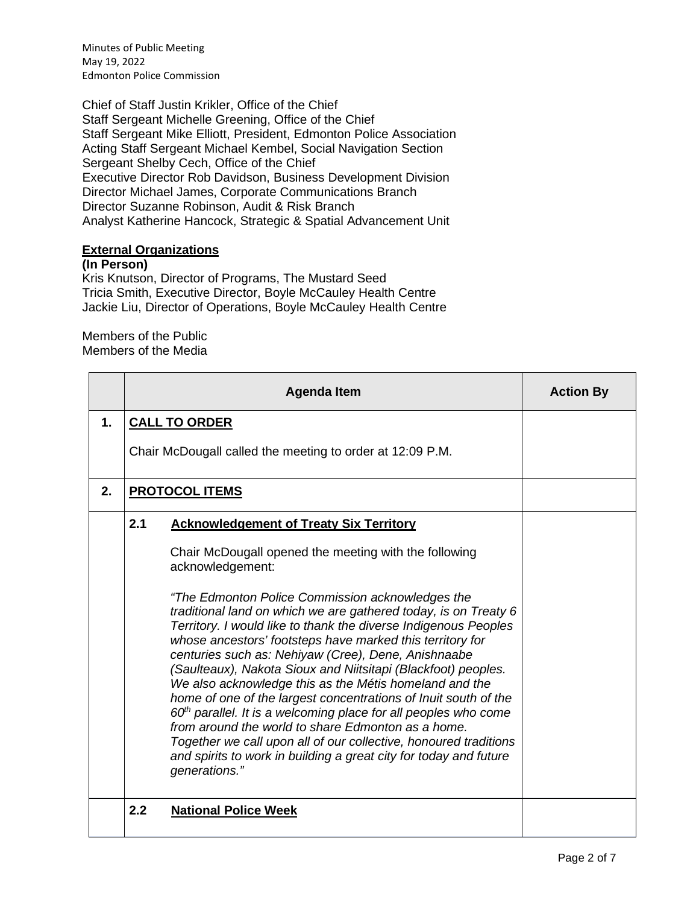Chief of Staff Justin Krikler, Office of the Chief
Staff Sergeant Michelle Greening, Office of the Chief
Staff Sergeant Mike Elliott, President, Edmonton Police Association
Acting Staff Sergeant Michael Kembel, Social Navigation Section
Sergeant Shelby Cech, Office of the Chief
Executive Director Rob Davidson, Business Development Division
Director Michael James, Corporate Communications Branch
Director Suzanne Robinson, Audit & Risk Branch
Analyst Katherine Hancock, Strategic & Spatial Advancement Unit

**External Organizations**
**(In Person)**
Kris Knutson, Director of Programs, The Mustard Seed
Tricia Smith, Executive Director, Boyle McCauley Health Centre
Jackie Liu, Director of Operations, Boyle McCauley Health Centre

Members of the Public
Members of the Media

| | Agenda Item | Action By |
|---|---|---|
| 1. | **CALL TO ORDER**<br><br>Chair McDougall called the meeting to order at 12:09 P.M. | |
| 2. | **PROTOCOL ITEMS** | |
| | **2.1 Acknowledgement of Treaty Six Territory**<br><br>Chair McDougall opened the meeting with the following acknowledgement:<br><br>*"The Edmonton Police Commission acknowledges the traditional land on which we are gathered today, is on Treaty 6 Territory. I would like to thank the diverse Indigenous Peoples whose ancestors' footsteps have marked this territory for centuries such as: Nehiyaw (Cree), Dene, Anishnaabe (Saulteaux), Nakota Sioux and Niitsitapi (Blackfoot) peoples. We also acknowledge this as the Métis homeland and the home of one of the largest concentrations of Inuit south of the 60th parallel. It is a welcoming place for all peoples who come from around the world to share Edmonton as a home. Together we call upon all of our collective, honoured traditions and spirits to work in building a great city for today and future generations."* | |
| | **2.2 National Police Week** | |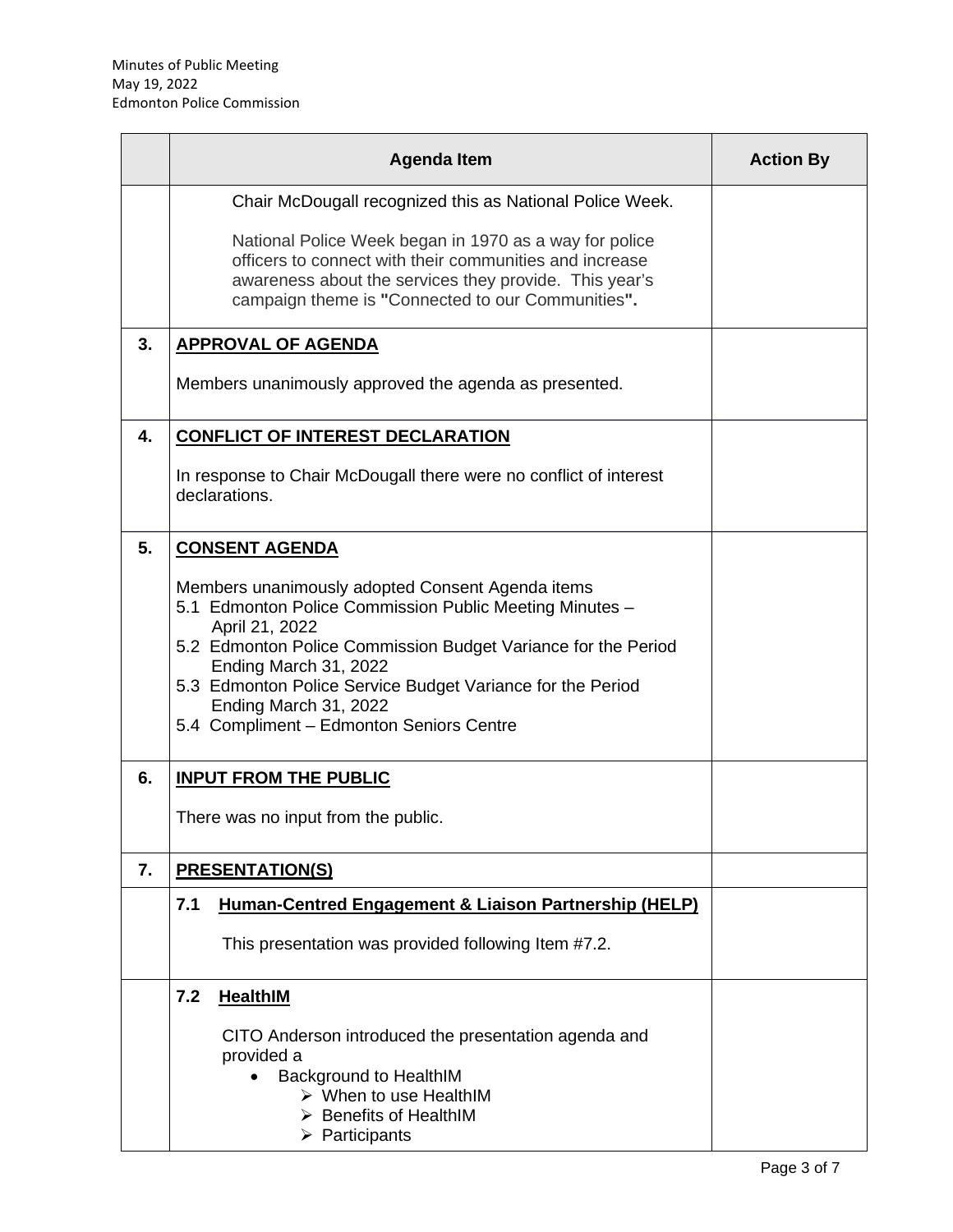| | Agenda Item | Action By |
|---|---|---|
| | Chair McDougall recognized this as National Police Week.<br><br>National Police Week began in 1970 as a way for police officers to connect with their communities and increase awareness about the services they provide. This year's campaign theme is **"**Connected to our Communities**".** | |
| **3.** | **APPROVAL OF AGENDA**<br><br>Members unanimously approved the agenda as presented. | |
| **4.** | **CONFLICT OF INTEREST DECLARATION**<br><br>In response to Chair McDougall there were no conflict of interest declarations. | |
| **5.** | **CONSENT AGENDA**<br><br>Members unanimously adopted Consent Agenda items<br>5.1 Edmonton Police Commission Public Meeting Minutes – April 21, 2022<br>5.2 Edmonton Police Commission Budget Variance for the Period Ending March 31, 2022<br>5.3 Edmonton Police Service Budget Variance for the Period Ending March 31, 2022<br>5.4 Compliment – Edmonton Seniors Centre | |
| **6.** | **INPUT FROM THE PUBLIC**<br><br>There was no input from the public. | |
| **7.** | **PRESENTATION(S)** | |
| | **7.1 Human-Centred Engagement & Liaison Partnership (HELP)**<br><br>This presentation was provided following Item #7.2. | |
| | **7.2 HealthIM**<br><br>CITO Anderson introduced the presentation agenda and provided a<br>• Background to HealthIM<br>&nbsp;&nbsp;➢ When to use HealthIM<br>&nbsp;&nbsp;➢ Benefits of HealthIM<br>&nbsp;&nbsp;➢ Participants | |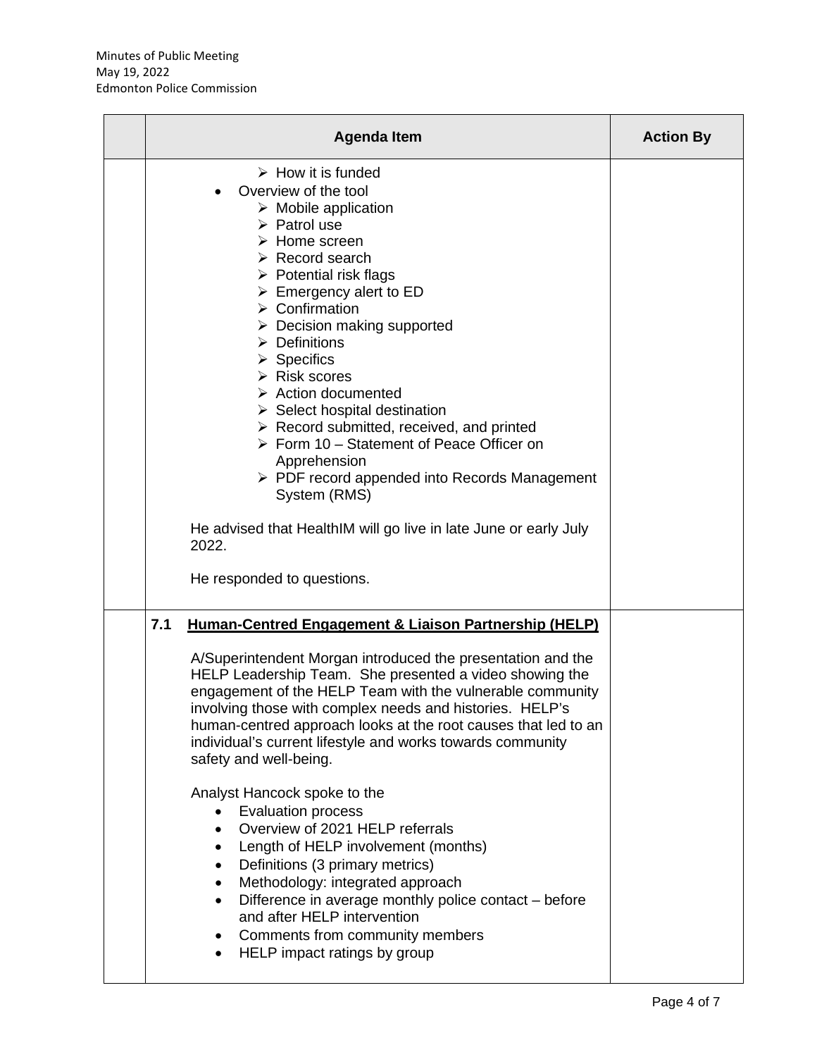| | Agenda Item | Action By |
|---|---|---|
| | ➢ How it is funded<br>• Overview of the tool<br>➢ Mobile application<br>➢ Patrol use<br>➢ Home screen<br>➢ Record search<br>➢ Potential risk flags<br>➢ Emergency alert to ED<br>➢ Confirmation<br>➢ Decision making supported<br>➢ Definitions<br>➢ Specifics<br>➢ Risk scores<br>➢ Action documented<br>➢ Select hospital destination<br>➢ Record submitted, received, and printed<br>➢ Form 10 – Statement of Peace Officer on Apprehension<br>➢ PDF record appended into Records Management System (RMS)<br><br>He advised that HealthIM will go live in late June or early July 2022.<br><br>He responded to questions. | |
| | **7.1 <u>Human-Centred Engagement & Liaison Partnership (HELP)</u>**<br><br>A/Superintendent Morgan introduced the presentation and the HELP Leadership Team. She presented a video showing the engagement of the HELP Team with the vulnerable community involving those with complex needs and histories. HELP's human-centred approach looks at the root causes that led to an individual's current lifestyle and works towards community safety and well-being.<br><br>Analyst Hancock spoke to the<br>• Evaluation process<br>• Overview of 2021 HELP referrals<br>• Length of HELP involvement (months)<br>• Definitions (3 primary metrics)<br>• Methodology: integrated approach<br>• Difference in average monthly police contact – before and after HELP intervention<br>• Comments from community members<br>• HELP impact ratings by group | |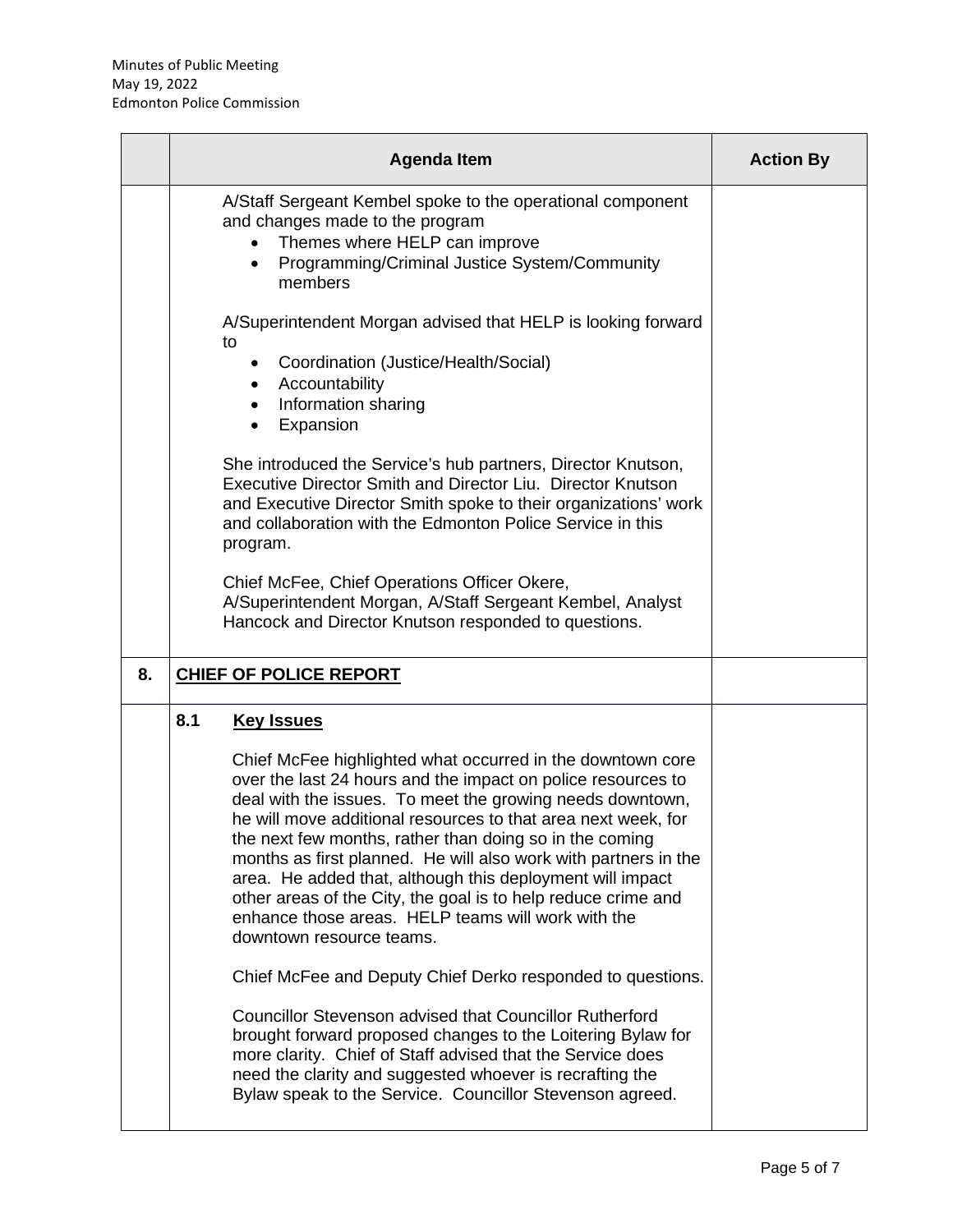| | Agenda Item | Action By |
|---|---|---|
| | A/Staff Sergeant Kembel spoke to the operational component and changes made to the program<br>• Themes where HELP can improve<br>• Programming/Criminal Justice System/Community members<br><br>A/Superintendent Morgan advised that HELP is looking forward to<br>• Coordination (Justice/Health/Social)<br>• Accountability<br>• Information sharing<br>• Expansion<br><br>She introduced the Service's hub partners, Director Knutson, Executive Director Smith and Director Liu. Director Knutson and Executive Director Smith spoke to their organizations' work and collaboration with the Edmonton Police Service in this program.<br><br>Chief McFee, Chief Operations Officer Okere, A/Superintendent Morgan, A/Staff Sergeant Kembel, Analyst Hancock and Director Knutson responded to questions. | |
| **8.** | **CHIEF OF POLICE REPORT** | |
| | **8.1 Key Issues**<br><br>Chief McFee highlighted what occurred in the downtown core over the last 24 hours and the impact on police resources to deal with the issues. To meet the growing needs downtown, he will move additional resources to that area next week, for the next few months, rather than doing so in the coming months as first planned. He will also work with partners in the area. He added that, although this deployment will impact other areas of the City, the goal is to help reduce crime and enhance those areas. HELP teams will work with the downtown resource teams.<br><br>Chief McFee and Deputy Chief Derko responded to questions.<br><br>Councillor Stevenson advised that Councillor Rutherford brought forward proposed changes to the Loitering Bylaw for more clarity. Chief of Staff advised that the Service does need the clarity and suggested whoever is recrafting the Bylaw speak to the Service. Councillor Stevenson agreed. | |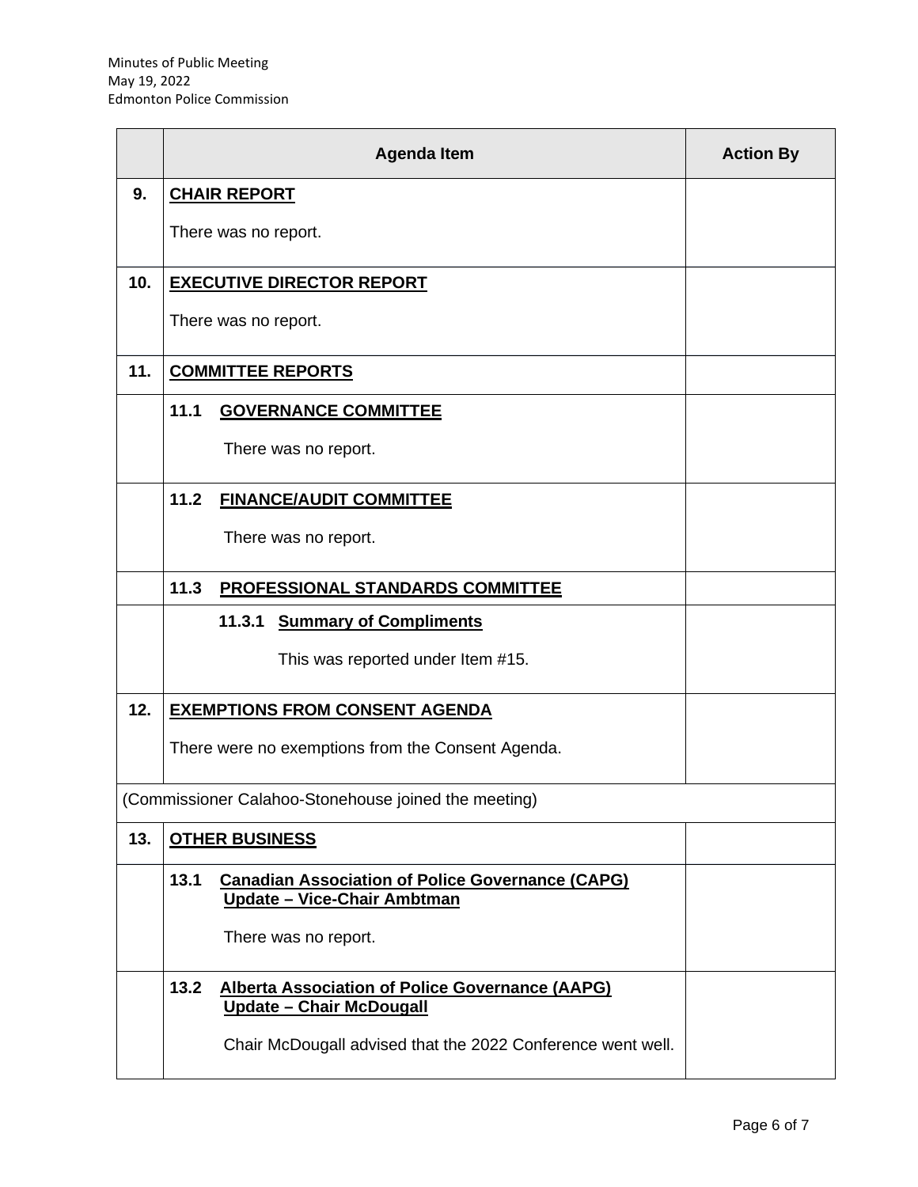| | Agenda Item | Action By |
|---|---|---|
| **9.** | **<u>CHAIR REPORT</u>**<br><br>There was no report. | |
| **10.** | **<u>EXECUTIVE DIRECTOR REPORT</u>**<br><br>There was no report. | |
| **11.** | **<u>COMMITTEE REPORTS</u>** | |
| | **11.1 <u>GOVERNANCE COMMITTEE</u>**<br><br>There was no report. | |
| | **11.2 <u>FINANCE/AUDIT COMMITTEE</u>**<br><br>There was no report. | |
| | **11.3 <u>PROFESSIONAL STANDARDS COMMITTEE</u>** | |
| | **11.3.1 <u>Summary of Compliments</u>**<br><br>This was reported under Item #15. | |
| **12.** | **<u>EXEMPTIONS FROM CONSENT AGENDA</u>**<br><br>There were no exemptions from the Consent Agenda. | |
| (Commissioner Calahoo-Stonehouse joined the meeting) | | |
| **13.** | **<u>OTHER BUSINESS</u>** | |
| | **13.1 <u>Canadian Association of Police Governance (CAPG) Update – Vice-Chair Ambtman</u>**<br><br>There was no report. | |
| | **13.2 <u>Alberta Association of Police Governance (AAPG) Update – Chair McDougall</u>**<br><br>Chair McDougall advised that the 2022 Conference went well. | |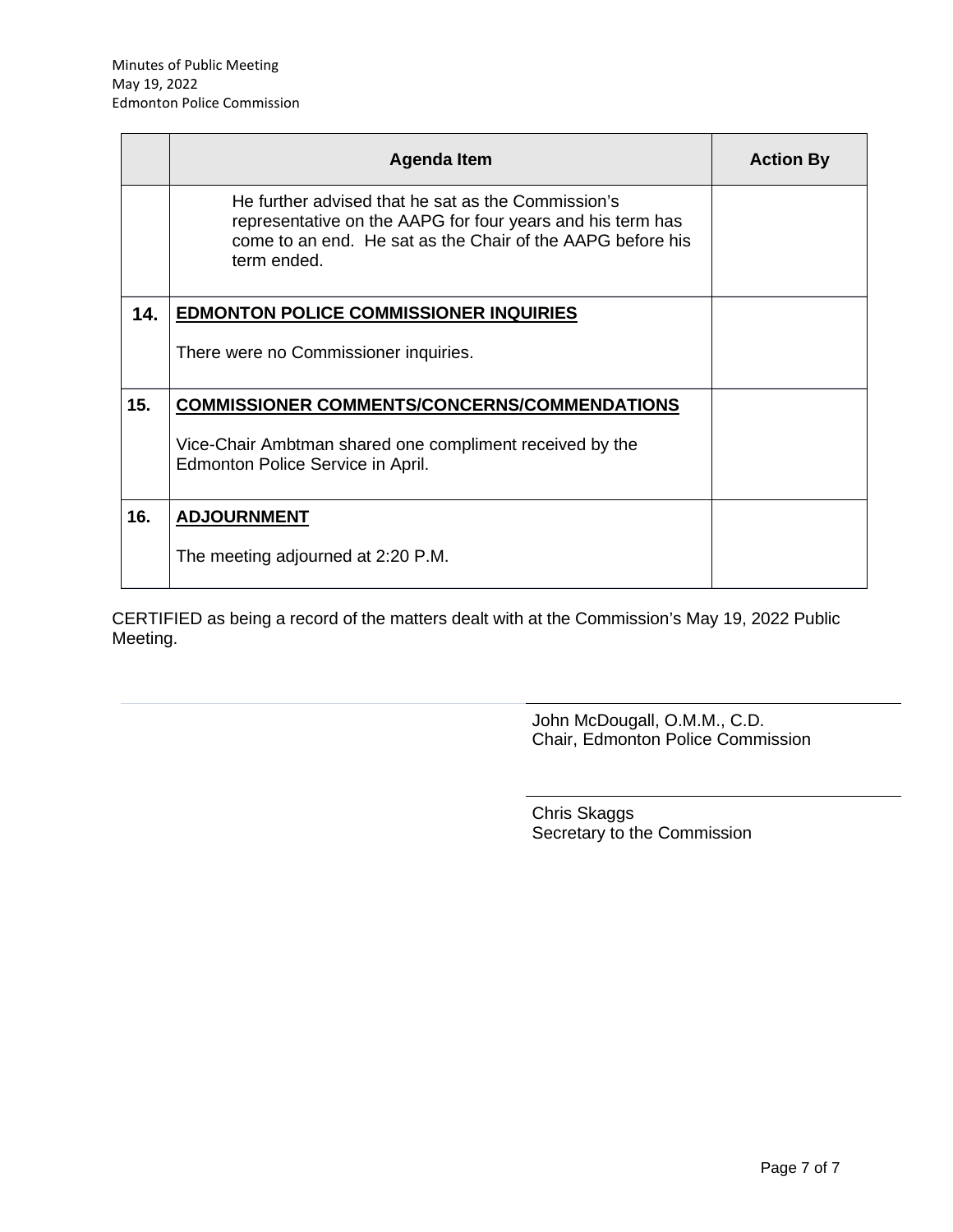| | Agenda Item | Action By |
|---|---|---|
| | He further advised that he sat as the Commission's representative on the AAPG for four years and his term has come to an end. He sat as the Chair of the AAPG before his term ended. | |
| **14.** | **EDMONTON POLICE COMMISSIONER INQUIRIES**<br><br>There were no Commissioner inquiries. | |
| **15.** | **COMMISSIONER COMMENTS/CONCERNS/COMMENDATIONS**<br><br>Vice-Chair Ambtman shared one compliment received by the Edmonton Police Service in April. | |
| **16.** | **ADJOURNMENT**<br><br>The meeting adjourned at 2:20 P.M. | |

CERTIFIED as being a record of the matters dealt with at the Commission's May 19, 2022 Public Meeting.

John McDougall, O.M.M., C.D.
Chair, Edmonton Police Commission

Chris Skaggs
Secretary to the Commission